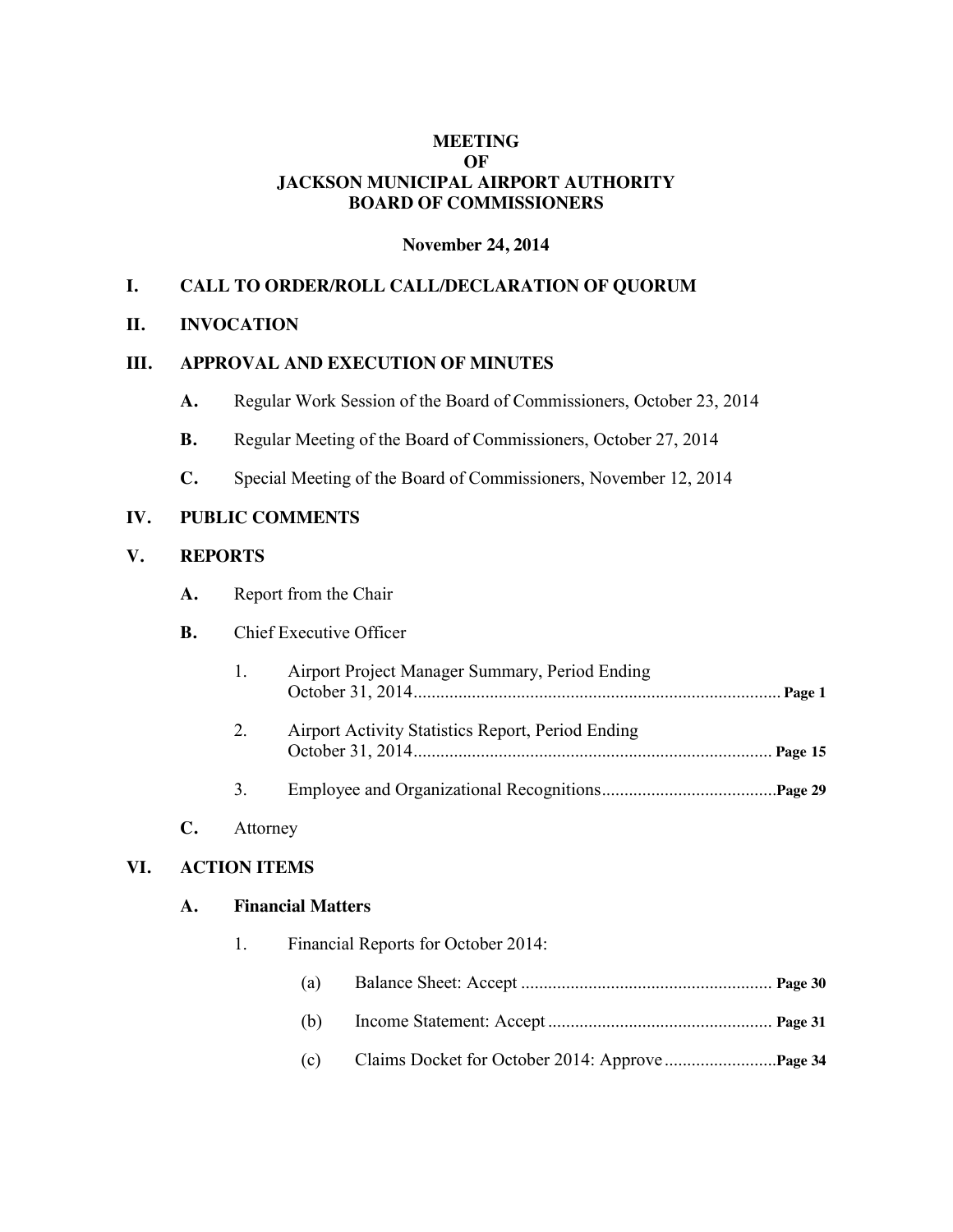# MEETING
# OF
# JACKSON MUNICIPAL AIRPORT AUTHORITY
# BOARD OF COMMISSIONERS

**November 24, 2014**

## I. CALL TO ORDER/ROLL CALL/DECLARATION OF QUORUM

## II. INVOCATION

## III. APPROVAL AND EXECUTION OF MINUTES

**A.** Regular Work Session of the Board of Commissioners, October 23, 2014

**B.** Regular Meeting of the Board of Commissioners, October 27, 2014

**C.** Special Meeting of the Board of Commissioners, November 12, 2014

## IV. PUBLIC COMMENTS

## V. REPORTS

**A.** Report from the Chair

**B.** Chief Executive Officer

1. Airport Project Manager Summary, Period Ending October 31, 2014 ........ **Page 1**

2. Airport Activity Statistics Report, Period Ending October 31, 2014 ........ **Page 15**

3. Employee and Organizational Recognitions ........ **Page 29**

**C.** Attorney

## VI. ACTION ITEMS

### A. Financial Matters

1. Financial Reports for October 2014:

   (a) Balance Sheet: Accept ........ **Page 30**

   (b) Income Statement: Accept ........ **Page 31**

   (c) Claims Docket for October 2014: Approve ........ **Page 34**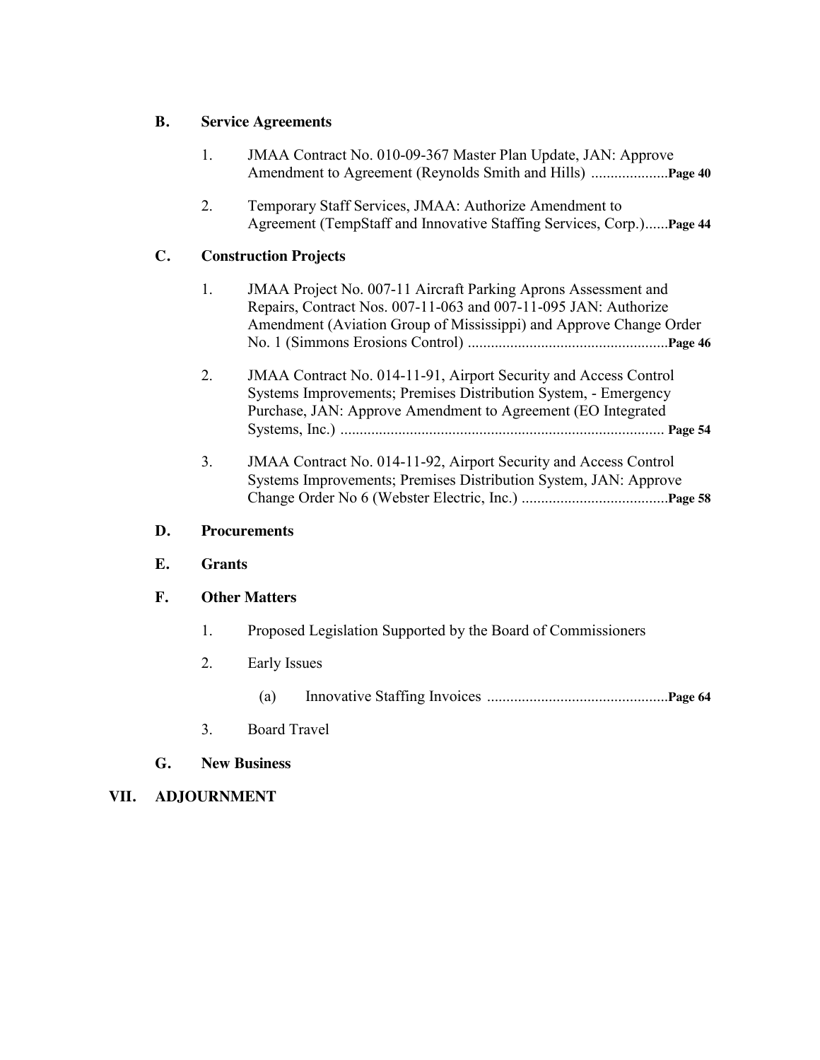**B. Service Agreements**

1. JMAA Contract No. 010-09-367 Master Plan Update, JAN: Approve Amendment to Agreement (Reynolds Smith and Hills) ....................**Page 40**

2. Temporary Staff Services, JMAA: Authorize Amendment to Agreement (TempStaff and Innovative Staffing Services, Corp.)......**Page 44**

**C. Construction Projects**

1. JMAA Project No. 007-11 Aircraft Parking Aprons Assessment and Repairs, Contract Nos. 007-11-063 and 007-11-095 JAN: Authorize Amendment (Aviation Group of Mississippi) and Approve Change Order No. 1 (Simmons Erosions Control) ....................................................**Page 46**

2. JMAA Contract No. 014-11-91, Airport Security and Access Control Systems Improvements; Premises Distribution System, - Emergency Purchase, JAN: Approve Amendment to Agreement (EO Integrated Systems, Inc.) .................................................................................... **Page 54**

3. JMAA Contract No. 014-11-92, Airport Security and Access Control Systems Improvements; Premises Distribution System, JAN: Approve Change Order No 6 (Webster Electric, Inc.) ......................................**Page 58**

**D. Procurements**

**E. Grants**

**F. Other Matters**

1. Proposed Legislation Supported by the Board of Commissioners

2. Early Issues

   (a) Innovative Staffing Invoices ...............................................**Page 64**

3. Board Travel

**G. New Business**

**VII. ADJOURNMENT**